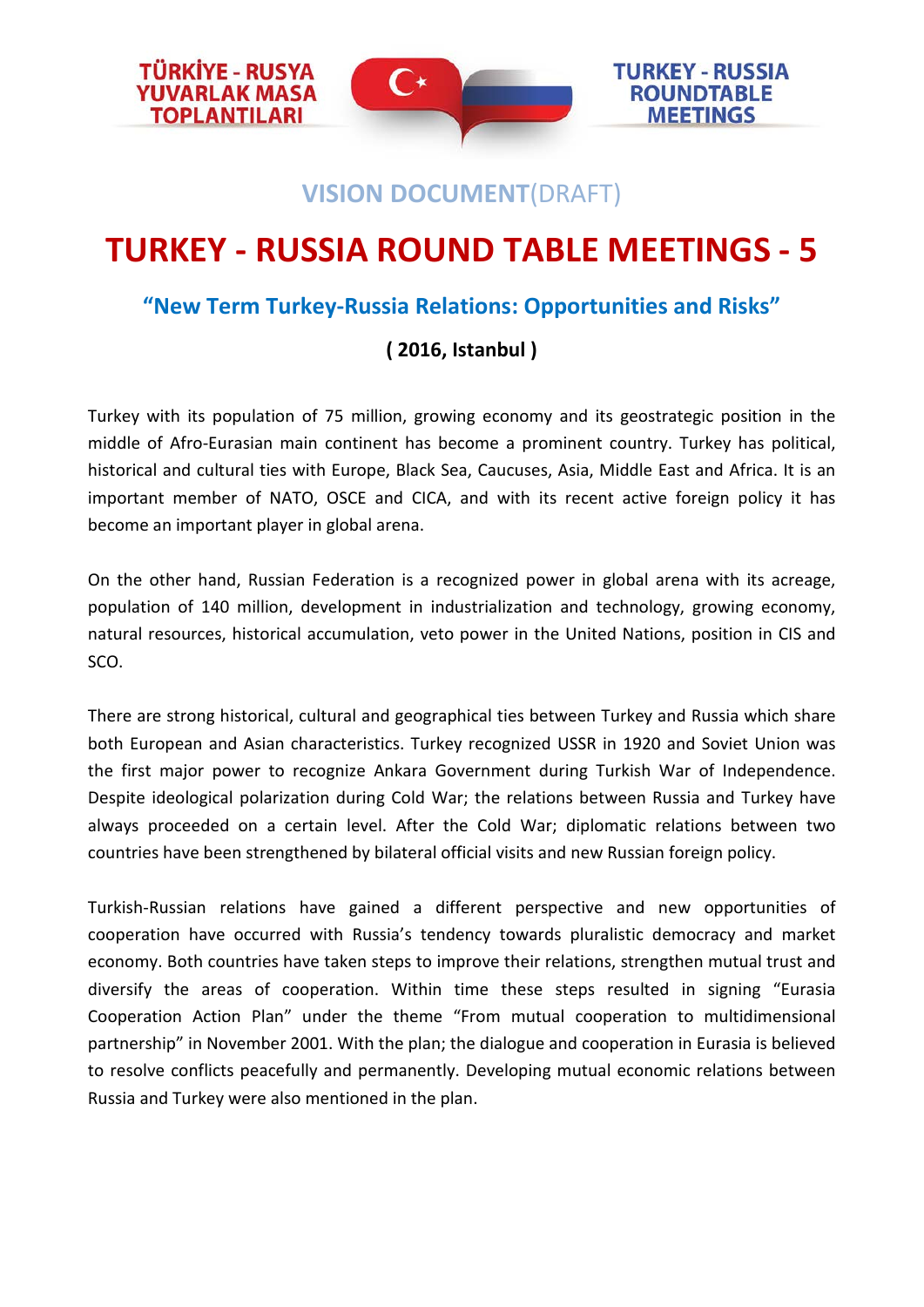TÜRKİYE - RUSYA YUVARLAK MASA TOPLANTILARI

TURKEY - RUSSIA ROUNDTABLE MEETINGS

**VISION DOCUMENT**(DRAFT)

# TURKEY - RUSSIA ROUND TABLE MEETINGS - 5

## "New Term Turkey-Russia Relations: Opportunities and Risks"

**( 2016, Istanbul )**

Turkey with its population of 75 million, growing economy and its geostrategic position in the middle of Afro-Eurasian main continent has become a prominent country. Turkey has political, historical and cultural ties with Europe, Black Sea, Caucuses, Asia, Middle East and Africa. It is an important member of NATO, OSCE and CICA, and with its recent active foreign policy it has become an important player in global arena.

On the other hand, Russian Federation is a recognized power in global arena with its acreage, population of 140 million, development in industrialization and technology, growing economy, natural resources, historical accumulation, veto power in the United Nations, position in CIS and SCO.

There are strong historical, cultural and geographical ties between Turkey and Russia which share both European and Asian characteristics. Turkey recognized USSR in 1920 and Soviet Union was the first major power to recognize Ankara Government during Turkish War of Independence. Despite ideological polarization during Cold War; the relations between Russia and Turkey have always proceeded on a certain level. After the Cold War; diplomatic relations between two countries have been strengthened by bilateral official visits and new Russian foreign policy.

Turkish-Russian relations have gained a different perspective and new opportunities of cooperation have occurred with Russia's tendency towards pluralistic democracy and market economy. Both countries have taken steps to improve their relations, strengthen mutual trust and diversify the areas of cooperation. Within time these steps resulted in signing "Eurasia Cooperation Action Plan" under the theme "From mutual cooperation to multidimensional partnership" in November 2001. With the plan; the dialogue and cooperation in Eurasia is believed to resolve conflicts peacefully and permanently. Developing mutual economic relations between Russia and Turkey were also mentioned in the plan.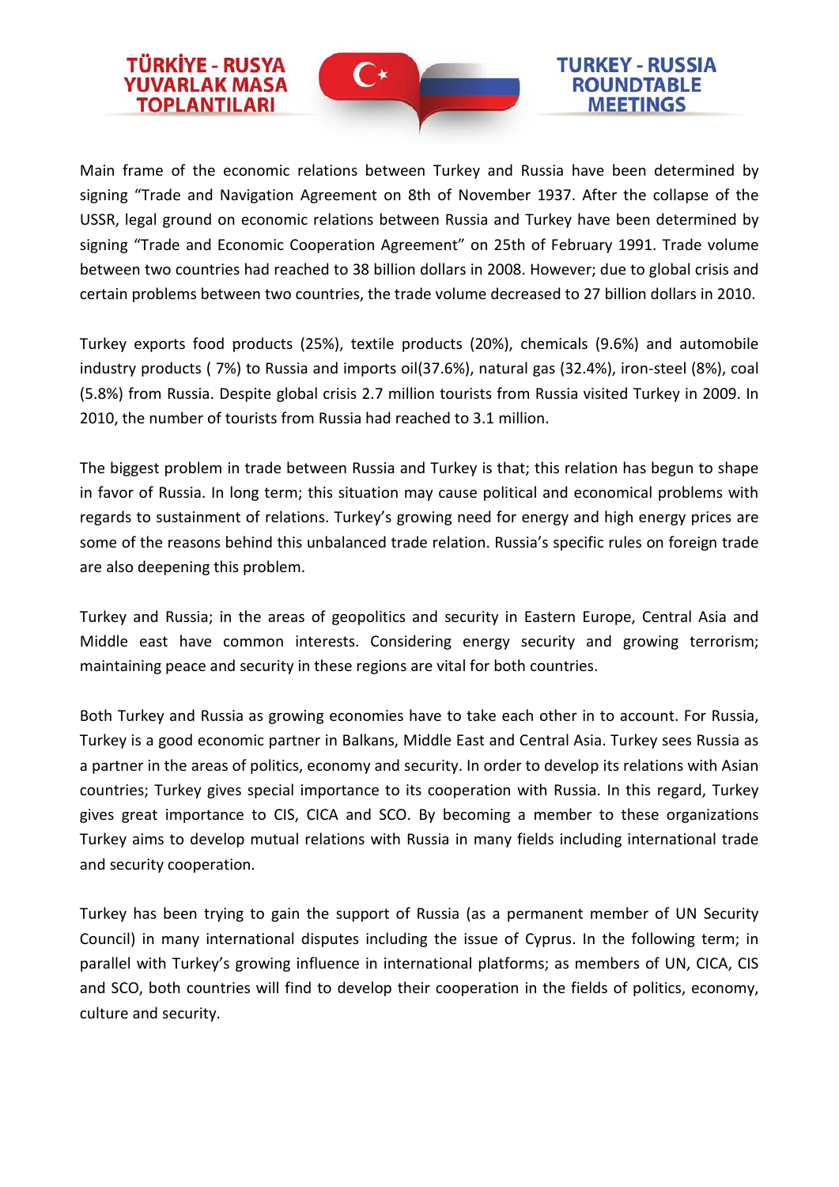Main frame of the economic relations between Turkey and Russia have been determined by signing "Trade and Navigation Agreement on 8th of November 1937. After the collapse of the USSR, legal ground on economic relations between Russia and Turkey have been determined by signing "Trade and Economic Cooperation Agreement" on 25th of February 1991. Trade volume between two countries had reached to 38 billion dollars in 2008. However; due to global crisis and certain problems between two countries, the trade volume decreased to 27 billion dollars in 2010.

Turkey exports food products (25%), textile products (20%), chemicals (9.6%) and automobile industry products ( 7%) to Russia and imports oil(37.6%), natural gas (32.4%), iron-steel (8%), coal (5.8%) from Russia. Despite global crisis 2.7 million tourists from Russia visited Turkey in 2009. In 2010, the number of tourists from Russia had reached to 3.1 million.

The biggest problem in trade between Russia and Turkey is that; this relation has begun to shape in favor of Russia. In long term; this situation may cause political and economical problems with regards to sustainment of relations. Turkey's growing need for energy and high energy prices are some of the reasons behind this unbalanced trade relation. Russia's specific rules on foreign trade are also deepening this problem.

Turkey and Russia; in the areas of geopolitics and security in Eastern Europe, Central Asia and Middle east have common interests. Considering energy security and growing terrorism; maintaining peace and security in these regions are vital for both countries.

Both Turkey and Russia as growing economies have to take each other in to account. For Russia, Turkey is a good economic partner in Balkans, Middle East and Central Asia. Turkey sees Russia as a partner in the areas of politics, economy and security. In order to develop its relations with Asian countries; Turkey gives special importance to its cooperation with Russia. In this regard, Turkey gives great importance to CIS, CICA and SCO. By becoming a member to these organizations Turkey aims to develop mutual relations with Russia in many fields including international trade and security cooperation.

Turkey has been trying to gain the support of Russia (as a permanent member of UN Security Council) in many international disputes including the issue of Cyprus. In the following term; in parallel with Turkey's growing influence in international platforms; as members of UN, CICA, CIS and SCO, both countries will find to develop their cooperation in the fields of politics, economy, culture and security.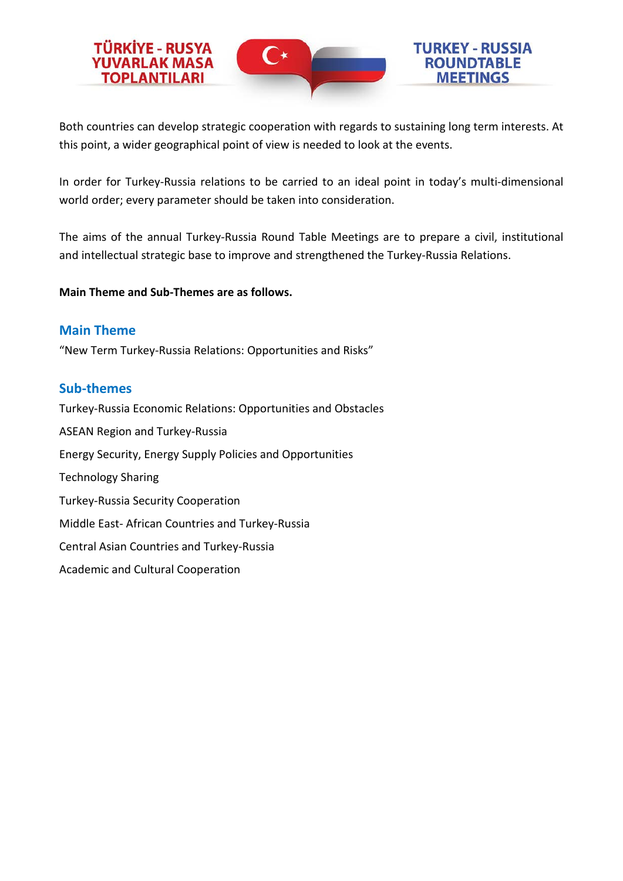Both countries can develop strategic cooperation with regards to sustaining long term interests. At this point, a wider geographical point of view is needed to look at the events.

In order for Turkey-Russia relations to be carried to an ideal point in today's multi-dimensional world order; every parameter should be taken into consideration.

The aims of the annual Turkey-Russia Round Table Meetings are to prepare a civil, institutional and intellectual strategic base to improve and strengthened the Turkey-Russia Relations.

**Main Theme and Sub-Themes are as follows.**

## Main Theme

"New Term Turkey-Russia Relations: Opportunities and Risks"

## Sub-themes

Turkey-Russia Economic Relations: Opportunities and Obstacles

ASEAN Region and Turkey-Russia

Energy Security, Energy Supply Policies and Opportunities

Technology Sharing

Turkey-Russia Security Cooperation

Middle East- African Countries and Turkey-Russia

Central Asian Countries and Turkey-Russia

Academic and Cultural Cooperation